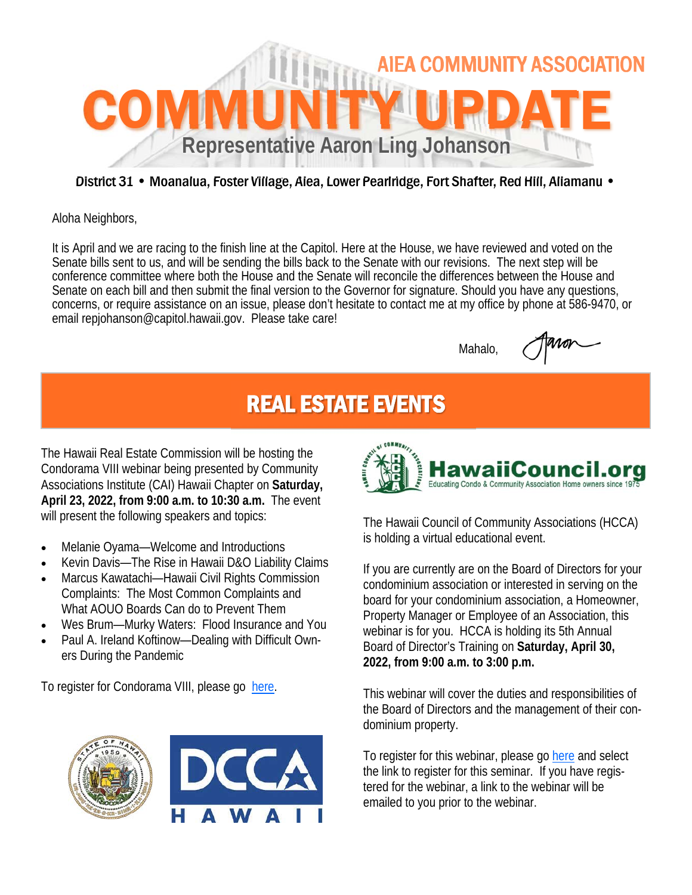AIEA COMMUNITY ASSOCIATION

# COMMUNITY UPDATE

## Representative Aaron Ling Johanson

**District 31 • Moanalua, Foster Village, Aiea, Lower Pearlridge, Fort Shafter, Red Hill, Aliamanu •**

Aloha Neighbors,

It is April and we are racing to the finish line at the Capitol. Here at the House, we have reviewed and voted on the Senate bills sent to us, and will be sending the bills back to the Senate with our revisions. The next step will be conference committee where both the House and the Senate will reconcile the differences between the House and Senate on each bill and then submit the final version to the Governor for signature. Should you have any questions, concerns, or require assistance on an issue, please don't hesitate to contact me at my office by phone at 586-9470, or email repjohanson@capitol.hawaii.gov. Please take care!

Mahalo, Aaron

## REAL ESTATE EVENTS

The Hawaii Real Estate Commission will be hosting the Condorama VIII webinar being presented by Community Associations Institute (CAI) Hawaii Chapter on **Saturday, April 23, 2022, from 9:00 a.m. to 10:30 a.m.** The event will present the following speakers and topics:

- Melanie Oyama—Welcome and Introductions
- Kevin Davis—The Rise in Hawaii D&O Liability Claims
- Marcus Kawatachi—Hawaii Civil Rights Commission Complaints: The Most Common Complaints and What AOUO Boards Can do to Prevent Them
- Wes Brum—Murky Waters: Flood Insurance and You
- Paul A. Ireland Koftinow—Dealing with Difficult Owners During the Pandemic

To register for Condorama VIII, please go here.

DCCA HAWAII

HawaiiCouncil.org
Educating Condo & Community Association Home owners since 1975

The Hawaii Council of Community Associations (HCCA) is holding a virtual educational event.

If you are currently are on the Board of Directors for your condominium association or interested in serving on the board for your condominium association, a Homeowner, Property Manager or Employee of an Association, this webinar is for you. HCCA is holding its 5th Annual Board of Director's Training on **Saturday, April 30, 2022, from 9:00 a.m. to 3:00 p.m.**

This webinar will cover the duties and responsibilities of the Board of Directors and the management of their condominium property.

To register for this webinar, please go here and select the link to register for this seminar. If you have registered for the webinar, a link to the webinar will be emailed to you prior to the webinar.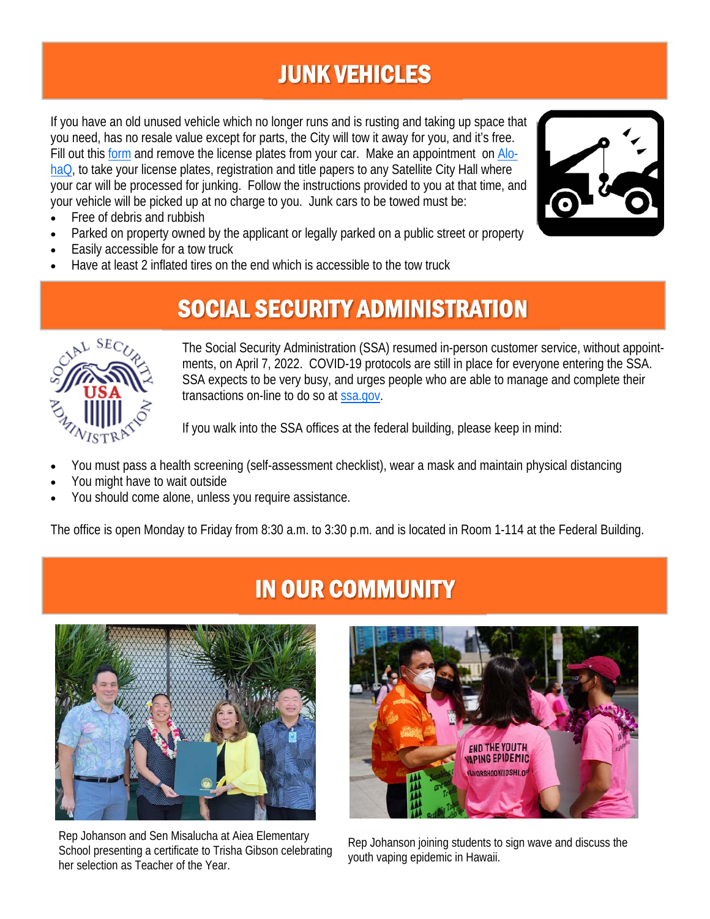## JUNK VEHICLES

If you have an old unused vehicle which no longer runs and is rusting and taking up space that you need, has no resale value except for parts, the City will tow it away for you, and it's free. Fill out this form and remove the license plates from your car. Make an appointment on Alo-haQ, to take your license plates, registration and title papers to any Satellite City Hall where your car will be processed for junking. Follow the instructions provided to you at that time, and your vehicle will be picked up at no charge to you. Junk cars to be towed must be:

- Free of debris and rubbish
- Parked on property owned by the applicant or legally parked on a public street or property
- Easily accessible for a tow truck
- Have at least 2 inflated tires on the end which is accessible to the tow truck

## SOCIAL SECURITY ADMINISTRATION

The Social Security Administration (SSA) resumed in-person customer service, without appointments, on April 7, 2022. COVID-19 protocols are still in place for everyone entering the SSA. SSA expects to be very busy, and urges people who are able to manage and complete their transactions on-line to do so at ssa.gov.

If you walk into the SSA offices at the federal building, please keep in mind:

- You must pass a health screening (self-assessment checklist), wear a mask and maintain physical distancing
- You might have to wait outside
- You should come alone, unless you require assistance.

The office is open Monday to Friday from 8:30 a.m. to 3:30 p.m. and is located in Room 1-114 at the Federal Building.

## IN OUR COMMUNITY

Rep Johanson and Sen Misalucha at Aiea Elementary School presenting a certificate to Trisha Gibson celebrating her selection as Teacher of the Year.

Rep Johanson joining students to sign wave and discuss the youth vaping epidemic in Hawaii.